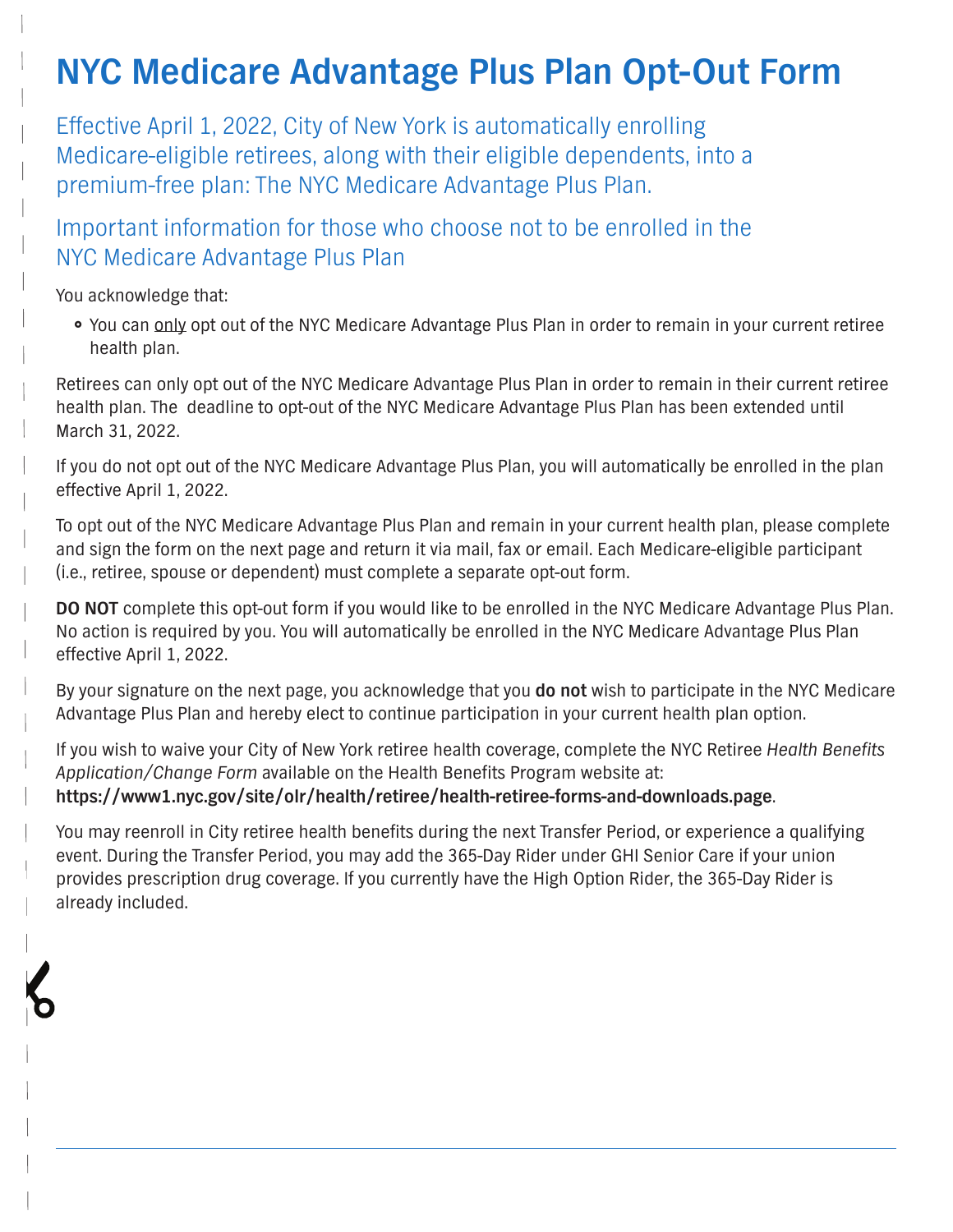# NYC Medicare Advantage Plus Plan Opt-Out Form

Effective April 1, 2022, City of New York is automatically enrolling Medicare-eligible retirees, along with their eligible dependents, into a premium-free plan: The NYC Medicare Advantage Plus Plan.

## Important information for those who choose not to be enrolled in the NYC Medicare Advantage Plus Plan

You acknowledge that:

- You can only opt out of the NYC Medicare Advantage Plus Plan in order to remain in your current retiree health plan.

Retirees can only opt out of the NYC Medicare Advantage Plus Plan in order to remain in their current retiree health plan. The deadline to opt-out of the NYC Medicare Advantage Plus Plan has been extended until March 31, 2022.

If you do not opt out of the NYC Medicare Advantage Plus Plan, you will automatically be enrolled in the plan effective April 1, 2022.

To opt out of the NYC Medicare Advantage Plus Plan and remain in your current health plan, please complete and sign the form on the next page and return it via mail, fax or email. Each Medicare-eligible participant (i.e., retiree, spouse or dependent) must complete a separate opt-out form.

**DO NOT** complete this opt-out form if you would like to be enrolled in the NYC Medicare Advantage Plus Plan. No action is required by you. You will automatically be enrolled in the NYC Medicare Advantage Plus Plan effective April 1, 2022.

By your signature on the next page, you acknowledge that you **do not** wish to participate in the NYC Medicare Advantage Plus Plan and hereby elect to continue participation in your current health plan option.

If you wish to waive your City of New York retiree health coverage, complete the NYC Retiree *Health Benefits Application/Change Form* available on the Health Benefits Program website at: **https://www1.nyc.gov/site/olr/health/retiree/health-retiree-forms-and-downloads.page**.

You may reenroll in City retiree health benefits during the next Transfer Period, or experience a qualifying event. During the Transfer Period, you may add the 365-Day Rider under GHI Senior Care if your union provides prescription drug coverage. If you currently have the High Option Rider, the 365-Day Rider is already included.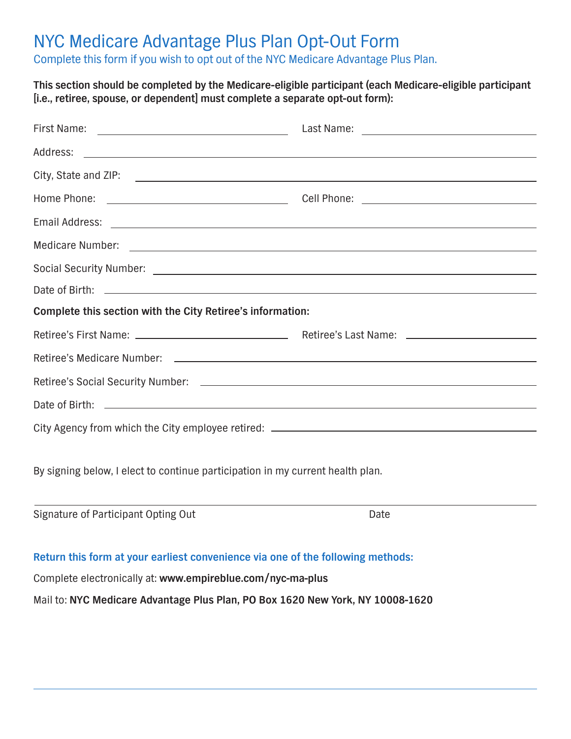# NYC Medicare Advantage Plus Plan Opt-Out Form

Complete this form if you wish to opt out of the NYC Medicare Advantage Plus Plan.

**This section should be completed by the Medicare-eligible participant (each Medicare-eligible participant [i.e., retiree, spouse, or dependent] must complete a separate opt-out form):**

First Name: ______________________ Last Name: ______________________

Address: ______________________

City, State and ZIP: ______________________

Home Phone: ______________________ Cell Phone: ______________________

Email Address: ______________________

Medicare Number: ______________________

Social Security Number: ______________________

Date of Birth: ______________________

**Complete this section with the City Retiree's information:**

Retiree's First Name: ______________________ Retiree's Last Name: ______________________

Retiree's Medicare Number: ______________________

Retiree's Social Security Number: ______________________

Date of Birth: ______________________

City Agency from which the City employee retired: ______________________

By signing below, I elect to continue participation in my current health plan.

______________________

Signature of Participant Opting Out Date

**Return this form at your earliest convenience via one of the following methods:**

Complete electronically at: **www.empireblue.com/nyc-ma-plus**

Mail to: **NYC Medicare Advantage Plus Plan, PO Box 1620 New York, NY 10008-1620**